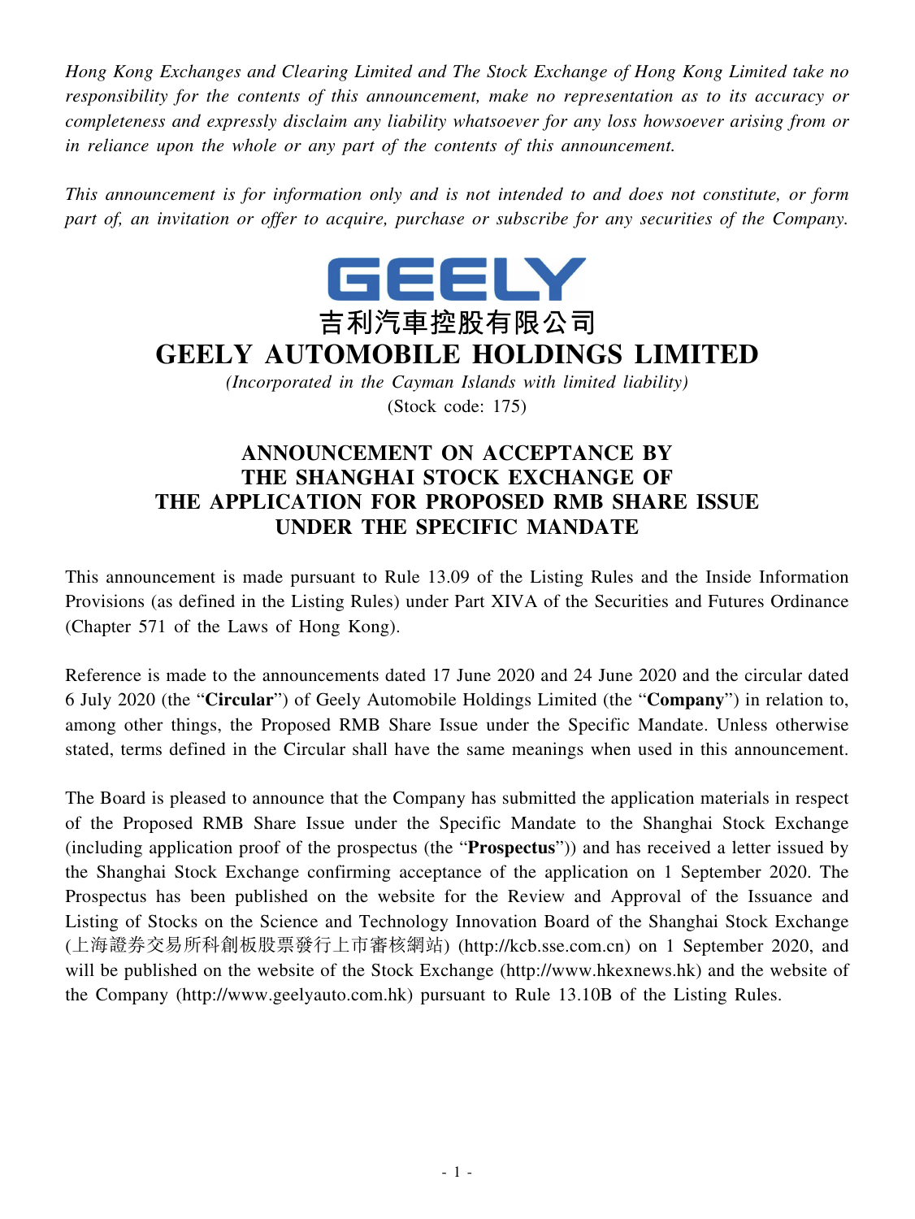*Hong Kong Exchanges and Clearing Limited and The Stock Exchange of Hong Kong Limited take no responsibility for the contents of this announcement, make no representation as to its accuracy or completeness and expressly disclaim any liability whatsoever for any loss howsoever arising from or in reliance upon the whole or any part of the contents of this announcement.*

*This announcement is for information only and is not intended to and does not constitute, or form part of, an invitation or offer to acquire, purchase or subscribe for any securities of the Company.*

GEELY

吉利汽車控股有限公司

# GEELY AUTOMOBILE HOLDINGS LIMITED

*(Incorporated in the Cayman Islands with limited liability)*

(Stock code: 175)

## ANNOUNCEMENT ON ACCEPTANCE BY THE SHANGHAI STOCK EXCHANGE OF THE APPLICATION FOR PROPOSED RMB SHARE ISSUE UNDER THE SPECIFIC MANDATE

This announcement is made pursuant to Rule 13.09 of the Listing Rules and the Inside Information Provisions (as defined in the Listing Rules) under Part XIVA of the Securities and Futures Ordinance (Chapter 571 of the Laws of Hong Kong).

Reference is made to the announcements dated 17 June 2020 and 24 June 2020 and the circular dated 6 July 2020 (the "**Circular**") of Geely Automobile Holdings Limited (the "**Company**") in relation to, among other things, the Proposed RMB Share Issue under the Specific Mandate. Unless otherwise stated, terms defined in the Circular shall have the same meanings when used in this announcement.

The Board is pleased to announce that the Company has submitted the application materials in respect of the Proposed RMB Share Issue under the Specific Mandate to the Shanghai Stock Exchange (including application proof of the prospectus (the "**Prospectus**")) and has received a letter issued by the Shanghai Stock Exchange confirming acceptance of the application on 1 September 2020. The Prospectus has been published on the website for the Review and Approval of the Issuance and Listing of Stocks on the Science and Technology Innovation Board of the Shanghai Stock Exchange (上海證券交易所科創板股票發行上市審核網站) (http://kcb.sse.com.cn) on 1 September 2020, and will be published on the website of the Stock Exchange (http://www.hkexnews.hk) and the website of the Company (http://www.geelyauto.com.hk) pursuant to Rule 13.10B of the Listing Rules.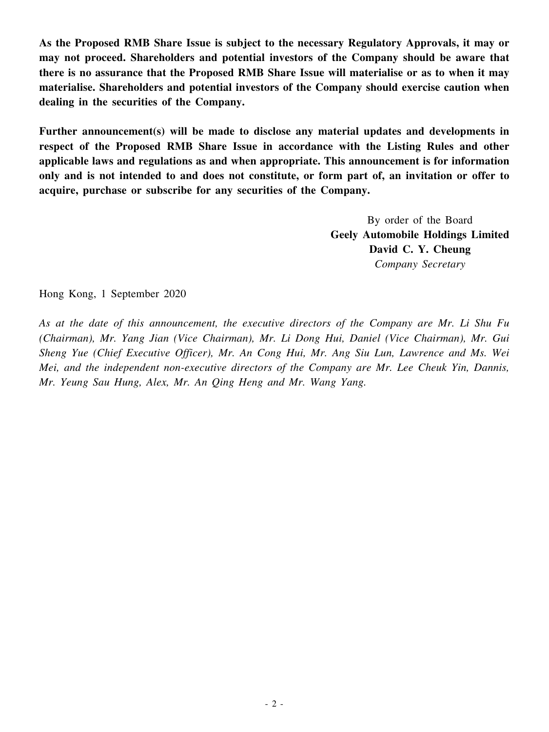**As the Proposed RMB Share Issue is subject to the necessary Regulatory Approvals, it may or may not proceed. Shareholders and potential investors of the Company should be aware that there is no assurance that the Proposed RMB Share Issue will materialise or as to when it may materialise. Shareholders and potential investors of the Company should exercise caution when dealing in the securities of the Company.**

**Further announcement(s) will be made to disclose any material updates and developments in respect of the Proposed RMB Share Issue in accordance with the Listing Rules and other applicable laws and regulations as and when appropriate. This announcement is for information only and is not intended to and does not constitute, or form part of, an invitation or offer to acquire, purchase or subscribe for any securities of the Company.**

By order of the Board
**Geely Automobile Holdings Limited**
**David C. Y. Cheung**
*Company Secretary*

Hong Kong, 1 September 2020

*As at the date of this announcement, the executive directors of the Company are Mr. Li Shu Fu (Chairman), Mr. Yang Jian (Vice Chairman), Mr. Li Dong Hui, Daniel (Vice Chairman), Mr. Gui Sheng Yue (Chief Executive Officer), Mr. An Cong Hui, Mr. Ang Siu Lun, Lawrence and Ms. Wei Mei, and the independent non-executive directors of the Company are Mr. Lee Cheuk Yin, Dannis, Mr. Yeung Sau Hung, Alex, Mr. An Qing Heng and Mr. Wang Yang.*